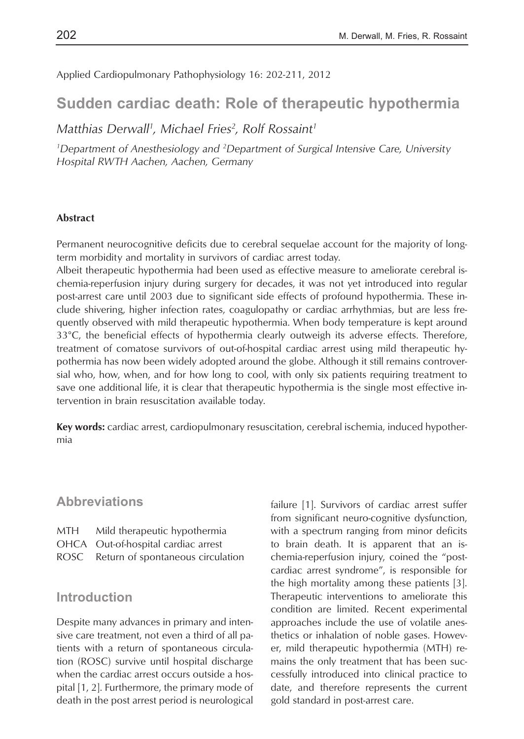Applied Cardiopulmonary Pathophysiology 16: 202-211, 2012

# Sudden cardiac death: Role of therapeutic hypothermia

*Matthias Derwall[1], Michael Fries[2], Rolf Rossaint[1]*

*[1]Department of Anesthesiology and [2]Department of Surgical Intensive Care, University Hospital RWTH Aachen, Aachen, Germany*

#### Abstract

Permanent neurocognitive deficits due to cerebral sequelae account for the majority of long-term morbidity and mortality in survivors of cardiac arrest today.

Albeit therapeutic hypothermia had been used as effective measure to ameliorate cerebral ischemia-reperfusion injury during surgery for decades, it was not yet introduced into regular post-arrest care until 2003 due to significant side effects of profound hypothermia. These include shivering, higher infection rates, coagulopathy or cardiac arrhythmias, but are less frequently observed with mild therapeutic hypothermia. When body temperature is kept around 33°C, the beneficial effects of hypothermia clearly outweigh its adverse effects. Therefore, treatment of comatose survivors of out-of-hospital cardiac arrest using mild therapeutic hypothermia has now been widely adopted around the globe. Although it still remains controversial who, how, when, and for how long to cool, with only six patients requiring treatment to save one additional life, it is clear that therapeutic hypothermia is the single most effective intervention in brain resuscitation available today.

**Key words:** cardiac arrest, cardiopulmonary resuscitation, cerebral ischemia, induced hypothermia

## Abbreviations

MTH Mild therapeutic hypothermia
OHCA Out-of-hospital cardiac arrest
ROSC Return of spontaneous circulation

## Introduction

Despite many advances in primary and intensive care treatment, not even a third of all patients with a return of spontaneous circulation (ROSC) survive until hospital discharge when the cardiac arrest occurs outside a hospital [1, 2]. Furthermore, the primary mode of death in the post arrest period is neurological failure [1]. Survivors of cardiac arrest suffer from significant neuro-cognitive dysfunction, with a spectrum ranging from minor deficits to brain death. It is apparent that an ischemia-reperfusion injury, coined the "post-cardiac arrest syndrome", is responsible for the high mortality among these patients [3]. Therapeutic interventions to ameliorate this condition are limited. Recent experimental approaches include the use of volatile anesthetics or inhalation of noble gases. However, mild therapeutic hypothermia (MTH) remains the only treatment that has been successfully introduced into clinical practice to date, and therefore represents the current gold standard in post-arrest care.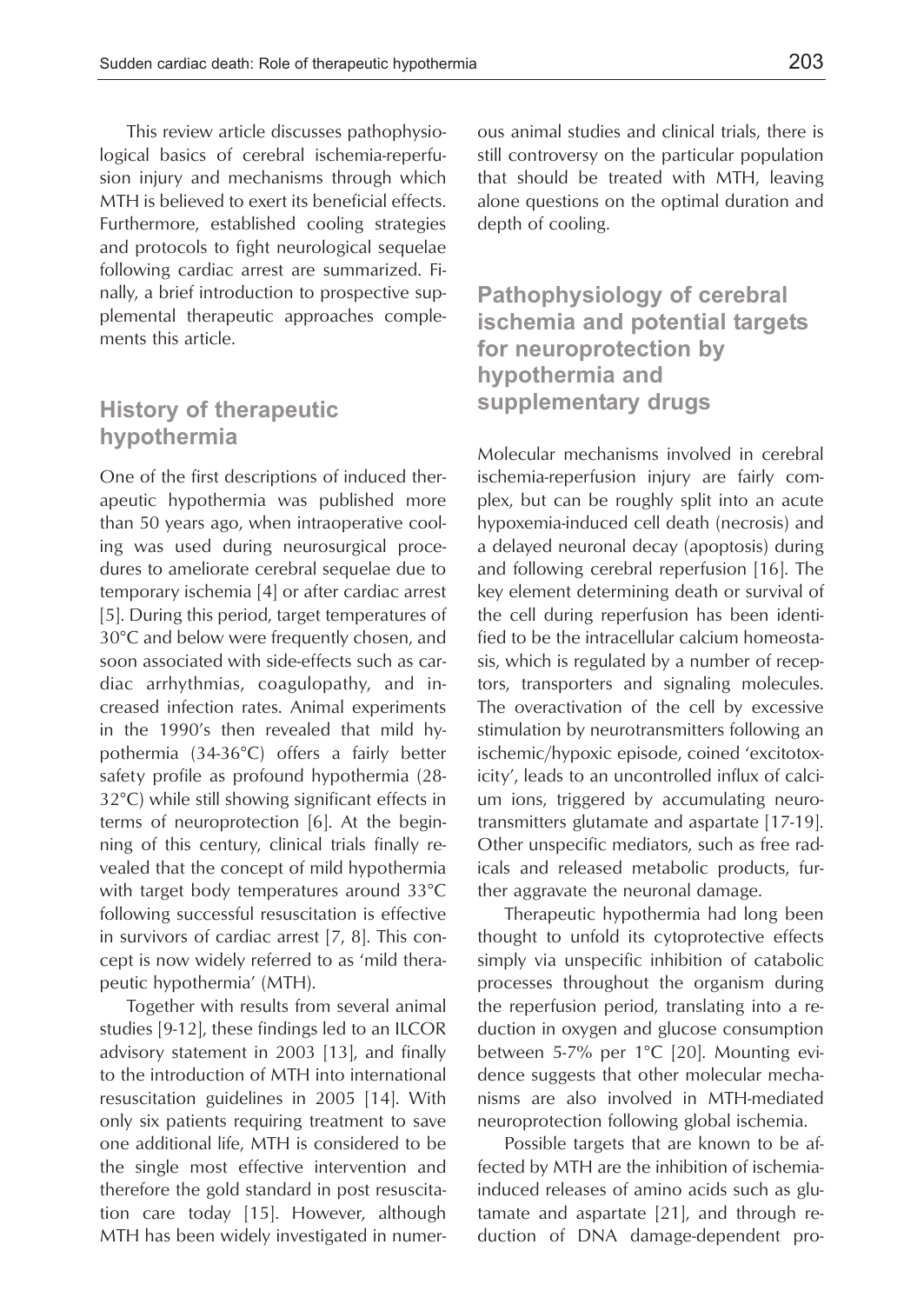This review article discusses pathophysiological basics of cerebral ischemia-reperfusion injury and mechanisms through which MTH is believed to exert its beneficial effects. Furthermore, established cooling strategies and protocols to fight neurological sequelae following cardiac arrest are summarized. Finally, a brief introduction to prospective supplemental therapeutic approaches complements this article.

## History of therapeutic hypothermia

One of the first descriptions of induced therapeutic hypothermia was published more than 50 years ago, when intraoperative cooling was used during neurosurgical procedures to ameliorate cerebral sequelae due to temporary ischemia [4] or after cardiac arrest [5]. During this period, target temperatures of 30°C and below were frequently chosen, and soon associated with side-effects such as cardiac arrhythmias, coagulopathy, and increased infection rates. Animal experiments in the 1990's then revealed that mild hypothermia (34-36°C) offers a fairly better safety profile as profound hypothermia (28-32°C) while still showing significant effects in terms of neuroprotection [6]. At the beginning of this century, clinical trials finally revealed that the concept of mild hypothermia with target body temperatures around 33°C following successful resuscitation is effective in survivors of cardiac arrest [7, 8]. This concept is now widely referred to as 'mild therapeutic hypothermia' (MTH).

Together with results from several animal studies [9-12], these findings led to an ILCOR advisory statement in 2003 [13], and finally to the introduction of MTH into international resuscitation guidelines in 2005 [14]. With only six patients requiring treatment to save one additional life, MTH is considered to be the single most effective intervention and therefore the gold standard in post resuscitation care today [15]. However, although MTH has been widely investigated in numerous animal studies and clinical trials, there is still controversy on the particular population that should be treated with MTH, leaving alone questions on the optimal duration and depth of cooling.

## Pathophysiology of cerebral ischemia and potential targets for neuroprotection by hypothermia and supplementary drugs

Molecular mechanisms involved in cerebral ischemia-reperfusion injury are fairly complex, but can be roughly split into an acute hypoxemia-induced cell death (necrosis) and a delayed neuronal decay (apoptosis) during and following cerebral reperfusion [16]. The key element determining death or survival of the cell during reperfusion has been identified to be the intracellular calcium homeostasis, which is regulated by a number of receptors, transporters and signaling molecules. The overactivation of the cell by excessive stimulation by neurotransmitters following an ischemic/hypoxic episode, coined 'excitotoxicity', leads to an uncontrolled influx of calcium ions, triggered by accumulating neurotransmitters glutamate and aspartate [17-19]. Other unspecific mediators, such as free radicals and released metabolic products, further aggravate the neuronal damage.

Therapeutic hypothermia had long been thought to unfold its cytoprotective effects simply via unspecific inhibition of catabolic processes throughout the organism during the reperfusion period, translating into a reduction in oxygen and glucose consumption between 5-7% per 1°C [20]. Mounting evidence suggests that other molecular mechanisms are also involved in MTH-mediated neuroprotection following global ischemia.

Possible targets that are known to be affected by MTH are the inhibition of ischemia-induced releases of amino acids such as glutamate and aspartate [21], and through reduction of DNA damage-dependent pro-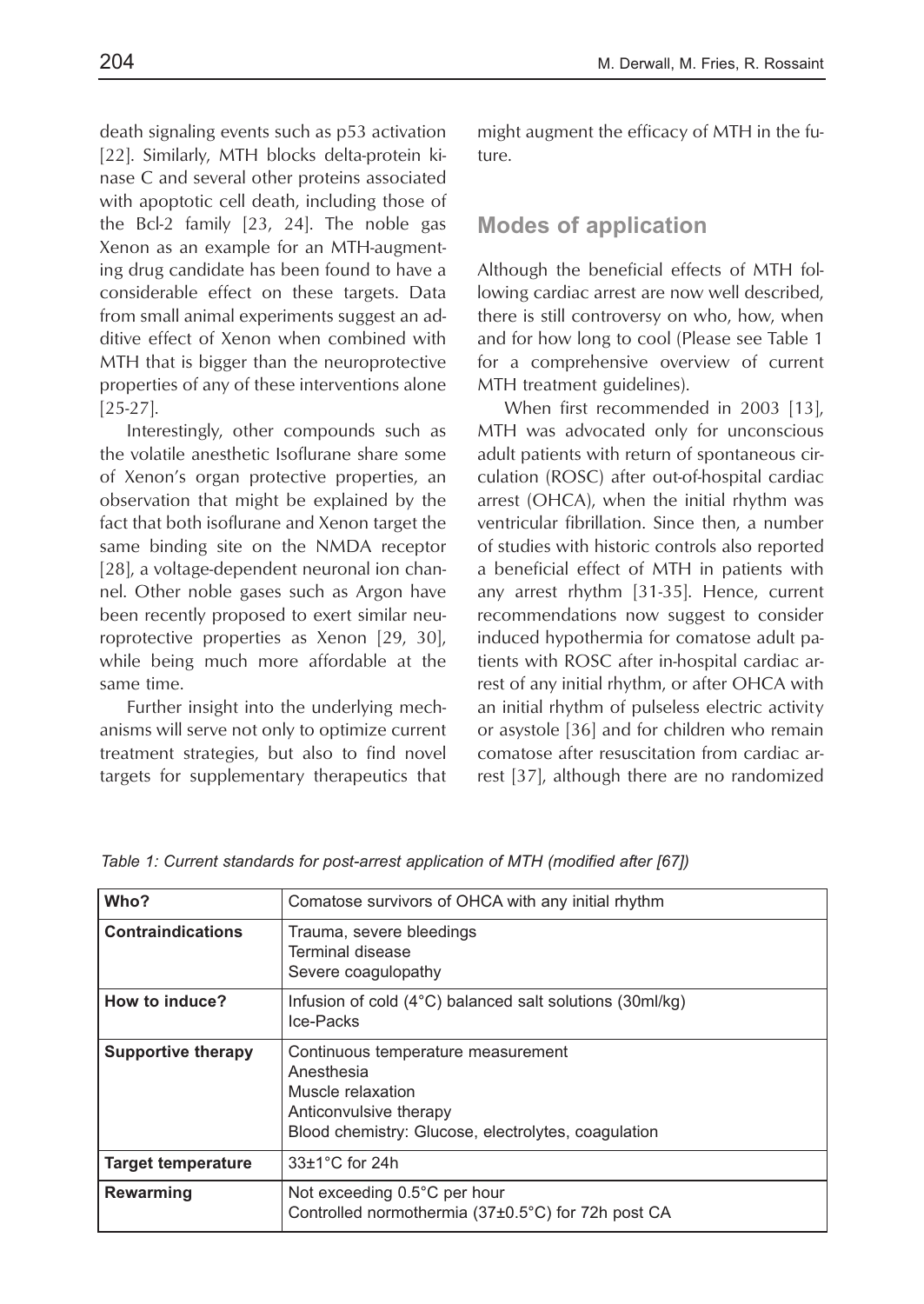death signaling events such as p53 activation [22]. Similarly, MTH blocks delta-protein kinase C and several other proteins associated with apoptotic cell death, including those of the Bcl-2 family [23, 24]. The noble gas Xenon as an example for an MTH-augmenting drug candidate has been found to have a considerable effect on these targets. Data from small animal experiments suggest an additive effect of Xenon when combined with MTH that is bigger than the neuroprotective properties of any of these interventions alone [25-27].

Interestingly, other compounds such as the volatile anesthetic Isoflurane share some of Xenon's organ protective properties, an observation that might be explained by the fact that both isoflurane and Xenon target the same binding site on the NMDA receptor [28], a voltage-dependent neuronal ion channel. Other noble gases such as Argon have been recently proposed to exert similar neuroprotective properties as Xenon [29, 30], while being much more affordable at the same time.

Further insight into the underlying mechanisms will serve not only to optimize current treatment strategies, but also to find novel targets for supplementary therapeutics that might augment the efficacy of MTH in the future.

## Modes of application

Although the beneficial effects of MTH following cardiac arrest are now well described, there is still controversy on who, how, when and for how long to cool (Please see Table 1 for a comprehensive overview of current MTH treatment guidelines).

When first recommended in 2003 [13], MTH was advocated only for unconscious adult patients with return of spontaneous circulation (ROSC) after out-of-hospital cardiac arrest (OHCA), when the initial rhythm was ventricular fibrillation. Since then, a number of studies with historic controls also reported a beneficial effect of MTH in patients with any arrest rhythm [31-35]. Hence, current recommendations now suggest to consider induced hypothermia for comatose adult patients with ROSC after in-hospital cardiac arrest of any initial rhythm, or after OHCA with an initial rhythm of pulseless electric activity or asystole [36] and for children who remain comatose after resuscitation from cardiac arrest [37], although there are no randomized

*Table 1: Current standards for post-arrest application of MTH (modified after [67])*

| **Who?** | Comatose survivors of OHCA with any initial rhythm |
|---|---|
| **Contraindications** | Trauma, severe bleedings<br>Terminal disease<br>Severe coagulopathy |
| **How to induce?** | Infusion of cold (4°C) balanced salt solutions (30ml/kg)<br>Ice-Packs |
| **Supportive therapy** | Continuous temperature measurement<br>Anesthesia<br>Muscle relaxation<br>Anticonvulsive therapy<br>Blood chemistry: Glucose, electrolytes, coagulation |
| **Target temperature** | 33±1°C for 24h |
| **Rewarming** | Not exceeding 0.5°C per hour<br>Controlled normothermia (37±0.5°C) for 72h post CA |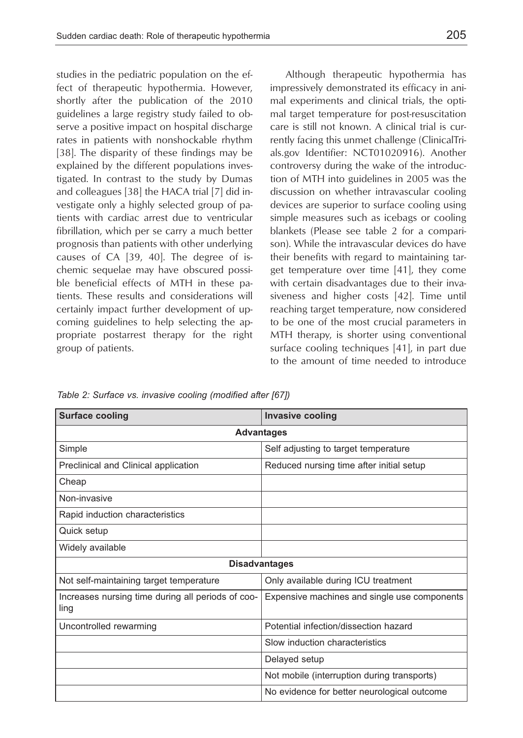studies in the pediatric population on the effect of therapeutic hypothermia. However, shortly after the publication of the 2010 guidelines a large registry study failed to observe a positive impact on hospital discharge rates in patients with nonshockable rhythm [38]. The disparity of these findings may be explained by the different populations investigated. In contrast to the study by Dumas and colleagues [38] the HACA trial [7] did investigate only a highly selected group of patients with cardiac arrest due to ventricular fibrillation, which per se carry a much better prognosis than patients with other underlying causes of CA [39, 40]. The degree of ischemic sequelae may have obscured possible beneficial effects of MTH in these patients. These results and considerations will certainly impact further development of upcoming guidelines to help selecting the appropriate postarrest therapy for the right group of patients.

Although therapeutic hypothermia has impressively demonstrated its efficacy in animal experiments and clinical trials, the optimal target temperature for post-resuscitation care is still not known. A clinical trial is currently facing this unmet challenge (ClinicalTrials.gov Identifier: NCT01020916). Another controversy during the wake of the introduction of MTH into guidelines in 2005 was the discussion on whether intravascular cooling devices are superior to surface cooling using simple measures such as icebags or cooling blankets (Please see table 2 for a comparison). While the intravascular devices do have their benefits with regard to maintaining target temperature over time [41], they come with certain disadvantages due to their invasiveness and higher costs [42]. Time until reaching target temperature, now considered to be one of the most crucial parameters in MTH therapy, is shorter using conventional surface cooling techniques [41], in part due to the amount of time needed to introduce

*Table 2: Surface vs. invasive cooling (modified after [67])*

| Surface cooling | Invasive cooling |
|---|---|
| **Advantages** | |
| Simple | Self adjusting to target temperature |
| Preclinical and Clinical application | Reduced nursing time after initial setup |
| Cheap | |
| Non-invasive | |
| Rapid induction characteristics | |
| Quick setup | |
| Widely available | |
| **Disadvantages** | |
| Not self-maintaining target temperature | Only available during ICU treatment |
| Increases nursing time during all periods of cooling | Expensive machines and single use components |
| Uncontrolled rewarming | Potential infection/dissection hazard |
| | Slow induction characteristics |
| | Delayed setup |
| | Not mobile (interruption during transports) |
| | No evidence for better neurological outcome |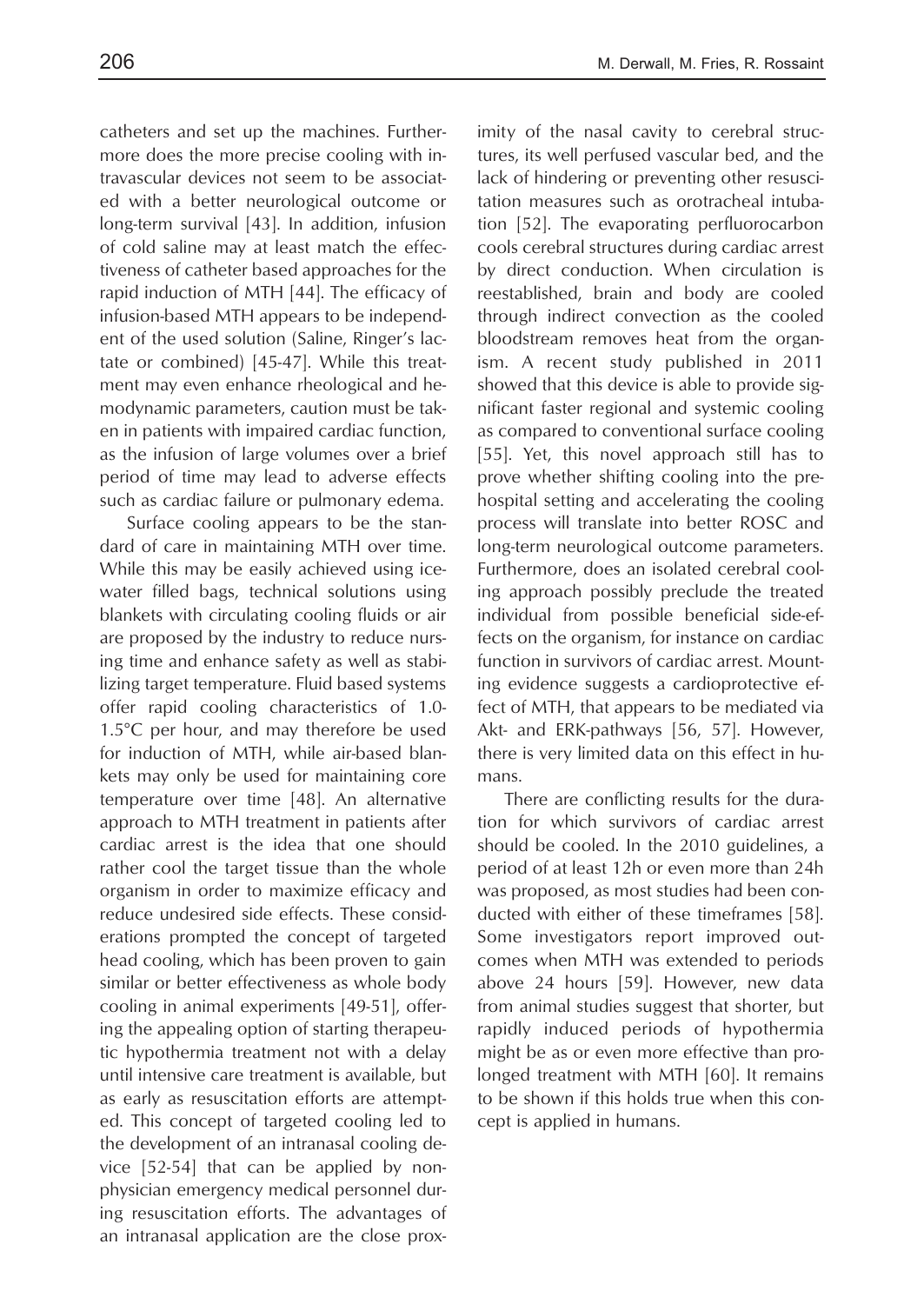catheters and set up the machines. Furthermore does the more precise cooling with intravascular devices not seem to be associated with a better neurological outcome or long-term survival [43]. In addition, infusion of cold saline may at least match the effectiveness of catheter based approaches for the rapid induction of MTH [44]. The efficacy of infusion-based MTH appears to be independent of the used solution (Saline, Ringer's lactate or combined) [45-47]. While this treatment may even enhance rheological and hemodynamic parameters, caution must be taken in patients with impaired cardiac function, as the infusion of large volumes over a brief period of time may lead to adverse effects such as cardiac failure or pulmonary edema.

Surface cooling appears to be the standard of care in maintaining MTH over time. While this may be easily achieved using ice-water filled bags, technical solutions using blankets with circulating cooling fluids or air are proposed by the industry to reduce nursing time and enhance safety as well as stabilizing target temperature. Fluid based systems offer rapid cooling characteristics of 1.0-1.5°C per hour, and may therefore be used for induction of MTH, while air-based blankets may only be used for maintaining core temperature over time [48]. An alternative approach to MTH treatment in patients after cardiac arrest is the idea that one should rather cool the target tissue than the whole organism in order to maximize efficacy and reduce undesired side effects. These considerations prompted the concept of targeted head cooling, which has been proven to gain similar or better effectiveness as whole body cooling in animal experiments [49-51], offering the appealing option of starting therapeutic hypothermia treatment not with a delay until intensive care treatment is available, but as early as resuscitation efforts are attempted. This concept of targeted cooling led to the development of an intranasal cooling device [52-54] that can be applied by non-physician emergency medical personnel during resuscitation efforts. The advantages of an intranasal application are the close proximity of the nasal cavity to cerebral structures, its well perfused vascular bed, and the lack of hindering or preventing other resuscitation measures such as orotracheal intubation [52]. The evaporating perfluorocarbon cools cerebral structures during cardiac arrest by direct conduction. When circulation is reestablished, brain and body are cooled through indirect convection as the cooled bloodstream removes heat from the organism. A recent study published in 2011 showed that this device is able to provide significant faster regional and systemic cooling as compared to conventional surface cooling [55]. Yet, this novel approach still has to prove whether shifting cooling into the prehospital setting and accelerating the cooling process will translate into better ROSC and long-term neurological outcome parameters. Furthermore, does an isolated cerebral cooling approach possibly preclude the treated individual from possible beneficial side-effects on the organism, for instance on cardiac function in survivors of cardiac arrest. Mounting evidence suggests a cardioprotective effect of MTH, that appears to be mediated via Akt- and ERK-pathways [56, 57]. However, there is very limited data on this effect in humans.

There are conflicting results for the duration for which survivors of cardiac arrest should be cooled. In the 2010 guidelines, a period of at least 12h or even more than 24h was proposed, as most studies had been conducted with either of these timeframes [58]. Some investigators report improved outcomes when MTH was extended to periods above 24 hours [59]. However, new data from animal studies suggest that shorter, but rapidly induced periods of hypothermia might be as or even more effective than prolonged treatment with MTH [60]. It remains to be shown if this holds true when this concept is applied in humans.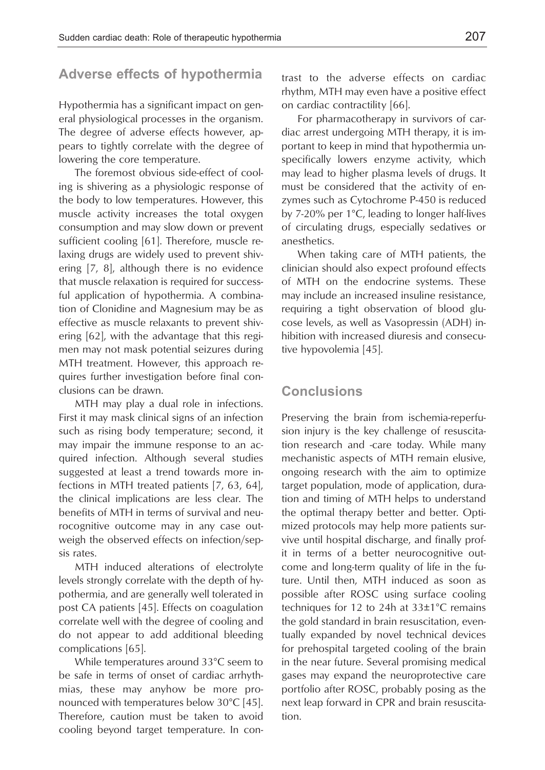## Adverse effects of hypothermia

Hypothermia has a significant impact on general physiological processes in the organism. The degree of adverse effects however, appears to tightly correlate with the degree of lowering the core temperature.

The foremost obvious side-effect of cooling is shivering as a physiologic response of the body to low temperatures. However, this muscle activity increases the total oxygen consumption and may slow down or prevent sufficient cooling [61]. Therefore, muscle relaxing drugs are widely used to prevent shivering [7, 8], although there is no evidence that muscle relaxation is required for successful application of hypothermia. A combination of Clonidine and Magnesium may be as effective as muscle relaxants to prevent shivering [62], with the advantage that this regimen may not mask potential seizures during MTH treatment. However, this approach requires further investigation before final conclusions can be drawn.

MTH may play a dual role in infections. First it may mask clinical signs of an infection such as rising body temperature; second, it may impair the immune response to an acquired infection. Although several studies suggested at least a trend towards more infections in MTH treated patients [7, 63, 64], the clinical implications are less clear. The benefits of MTH in terms of survival and neurocognitive outcome may in any case outweigh the observed effects on infection/sepsis rates.

MTH induced alterations of electrolyte levels strongly correlate with the depth of hypothermia, and are generally well tolerated in post CA patients [45]. Effects on coagulation correlate well with the degree of cooling and do not appear to add additional bleeding complications [65].

While temperatures around 33°C seem to be safe in terms of onset of cardiac arrhythmias, these may anyhow be more pronounced with temperatures below 30°C [45]. Therefore, caution must be taken to avoid cooling beyond target temperature. In contrast to the adverse effects on cardiac rhythm, MTH may even have a positive effect on cardiac contractility [66].

For pharmacotherapy in survivors of cardiac arrest undergoing MTH therapy, it is important to keep in mind that hypothermia unspecifically lowers enzyme activity, which may lead to higher plasma levels of drugs. It must be considered that the activity of enzymes such as Cytochrome P-450 is reduced by 7-20% per 1°C, leading to longer half-lives of circulating drugs, especially sedatives or anesthetics.

When taking care of MTH patients, the clinician should also expect profound effects of MTH on the endocrine systems. These may include an increased insuline resistance, requiring a tight observation of blood glucose levels, as well as Vasopressin (ADH) inhibition with increased diuresis and consecutive hypovolemia [45].

## Conclusions

Preserving the brain from ischemia-reperfusion injury is the key challenge of resuscitation research and -care today. While many mechanistic aspects of MTH remain elusive, ongoing research with the aim to optimize target population, mode of application, duration and timing of MTH helps to understand the optimal therapy better and better. Optimized protocols may help more patients survive until hospital discharge, and finally profit in terms of a better neurocognitive outcome and long-term quality of life in the future. Until then, MTH induced as soon as possible after ROSC using surface cooling techniques for 12 to 24h at 33±1°C remains the gold standard in brain resuscitation, eventually expanded by novel technical devices for prehospital targeted cooling of the brain in the near future. Several promising medical gases may expand the neuroprotective care portfolio after ROSC, probably posing as the next leap forward in CPR and brain resuscitation.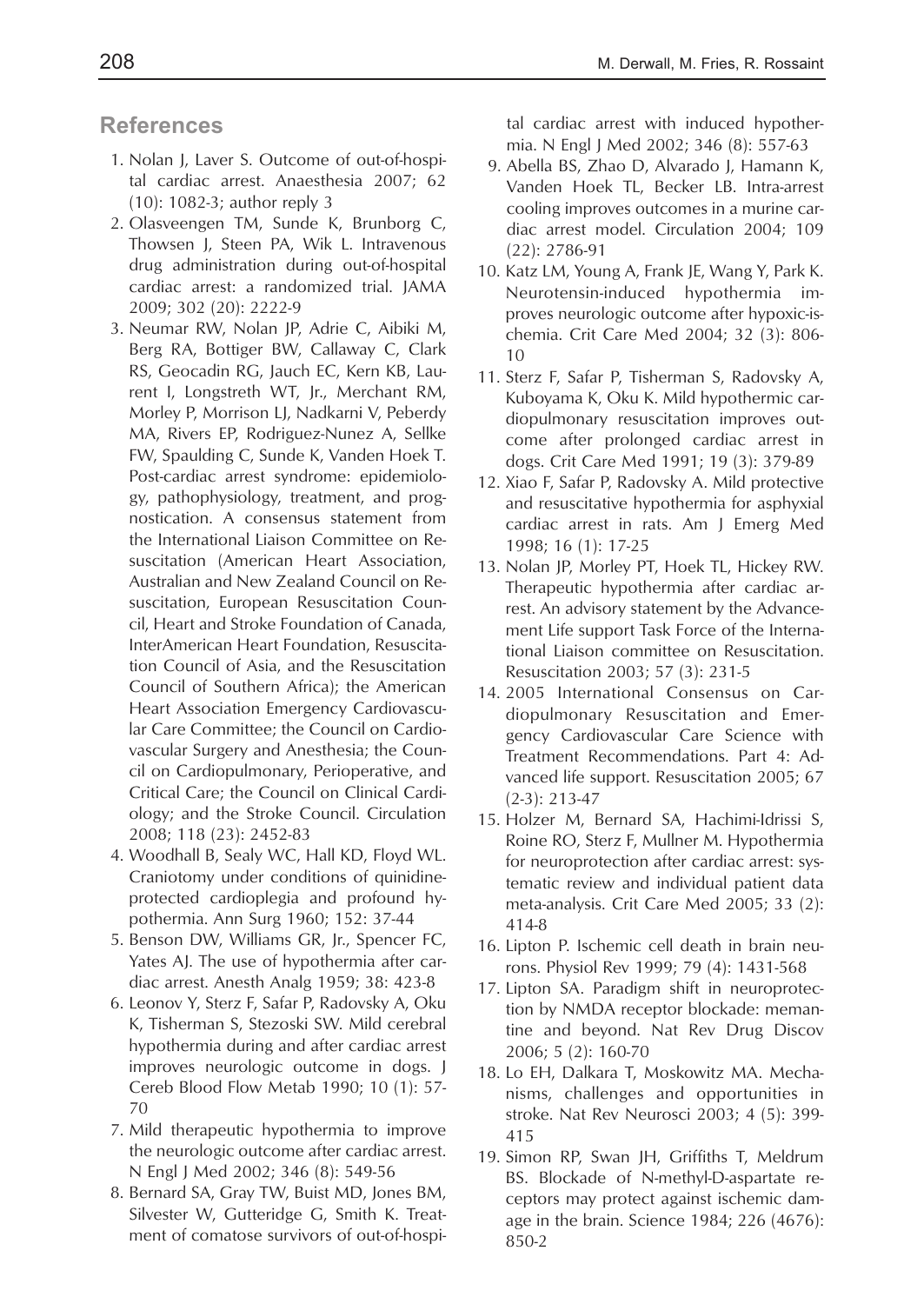## References

1. Nolan J, Laver S. Outcome of out-of-hospital cardiac arrest. Anaesthesia 2007; 62 (10): 1082-3; author reply 3
2. Olasveengen TM, Sunde K, Brunborg C, Thowsen J, Steen PA, Wik L. Intravenous drug administration during out-of-hospital cardiac arrest: a randomized trial. JAMA 2009; 302 (20): 2222-9
3. Neumar RW, Nolan JP, Adrie C, Aibiki M, Berg RA, Bottiger BW, Callaway C, Clark RS, Geocadin RG, Jauch EC, Kern KB, Laurent I, Longstreth WT, Jr., Merchant RM, Morley P, Morrison LJ, Nadkarni V, Peberdy MA, Rivers EP, Rodriguez-Nunez A, Sellke FW, Spaulding C, Sunde K, Vanden Hoek T. Post-cardiac arrest syndrome: epidemiology, pathophysiology, treatment, and prognostication. A consensus statement from the International Liaison Committee on Resuscitation (American Heart Association, Australian and New Zealand Council on Resuscitation, European Resuscitation Council, Heart and Stroke Foundation of Canada, InterAmerican Heart Foundation, Resuscitation Council of Asia, and the Resuscitation Council of Southern Africa); the American Heart Association Emergency Cardiovascular Care Committee; the Council on Cardiovascular Surgery and Anesthesia; the Council on Cardiopulmonary, Perioperative, and Critical Care; the Council on Clinical Cardiology; and the Stroke Council. Circulation 2008; 118 (23): 2452-83
4. Woodhall B, Sealy WC, Hall KD, Floyd WL. Craniotomy under conditions of quinidine-protected cardioplegia and profound hypothermia. Ann Surg 1960; 152: 37-44
5. Benson DW, Williams GR, Jr., Spencer FC, Yates AJ. The use of hypothermia after cardiac arrest. Anesth Analg 1959; 38: 423-8
6. Leonov Y, Sterz F, Safar P, Radovsky A, Oku K, Tisherman S, Stezoski SW. Mild cerebral hypothermia during and after cardiac arrest improves neurologic outcome in dogs. J Cereb Blood Flow Metab 1990; 10 (1): 57-70
7. Mild therapeutic hypothermia to improve the neurologic outcome after cardiac arrest. N Engl J Med 2002; 346 (8): 549-56
8. Bernard SA, Gray TW, Buist MD, Jones BM, Silvester W, Gutteridge G, Smith K. Treatment of comatose survivors of out-of-hospital cardiac arrest with induced hypothermia. N Engl J Med 2002; 346 (8): 557-63
9. Abella BS, Zhao D, Alvarado J, Hamann K, Vanden Hoek TL, Becker LB. Intra-arrest cooling improves outcomes in a murine cardiac arrest model. Circulation 2004; 109 (22): 2786-91
10. Katz LM, Young A, Frank JE, Wang Y, Park K. Neurotensin-induced hypothermia improves neurologic outcome after hypoxic-ischemia. Crit Care Med 2004; 32 (3): 806-10
11. Sterz F, Safar P, Tisherman S, Radovsky A, Kuboyama K, Oku K. Mild hypothermic cardiopulmonary resuscitation improves outcome after prolonged cardiac arrest in dogs. Crit Care Med 1991; 19 (3): 379-89
12. Xiao F, Safar P, Radovsky A. Mild protective and resuscitative hypothermia for asphyxial cardiac arrest in rats. Am J Emerg Med 1998; 16 (1): 17-25
13. Nolan JP, Morley PT, Hoek TL, Hickey RW. Therapeutic hypothermia after cardiac arrest. An advisory statement by the Advancement Life support Task Force of the International Liaison committee on Resuscitation. Resuscitation 2003; 57 (3): 231-5
14. 2005 International Consensus on Cardiopulmonary Resuscitation and Emergency Cardiovascular Care Science with Treatment Recommendations. Part 4: Advanced life support. Resuscitation 2005; 67 (2-3): 213-47
15. Holzer M, Bernard SA, Hachimi-Idrissi S, Roine RO, Sterz F, Mullner M. Hypothermia for neuroprotection after cardiac arrest: systematic review and individual patient data meta-analysis. Crit Care Med 2005; 33 (2): 414-8
16. Lipton P. Ischemic cell death in brain neurons. Physiol Rev 1999; 79 (4): 1431-568
17. Lipton SA. Paradigm shift in neuroprotection by NMDA receptor blockade: memantine and beyond. Nat Rev Drug Discov 2006; 5 (2): 160-70
18. Lo EH, Dalkara T, Moskowitz MA. Mechanisms, challenges and opportunities in stroke. Nat Rev Neurosci 2003; 4 (5): 399-415
19. Simon RP, Swan JH, Griffiths T, Meldrum BS. Blockade of N-methyl-D-aspartate receptors may protect against ischemic damage in the brain. Science 1984; 226 (4676): 850-2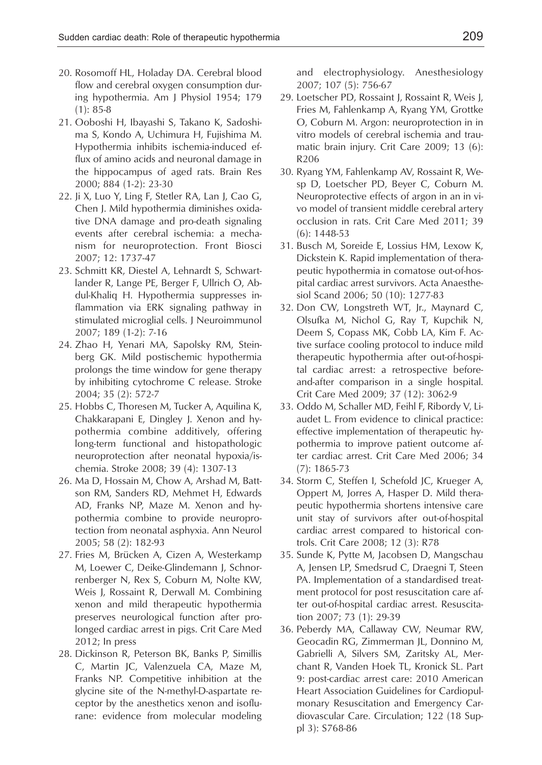20. Rosomoff HL, Holaday DA. Cerebral blood flow and cerebral oxygen consumption during hypothermia. Am J Physiol 1954; 179 (1): 85-8
21. Ooboshi H, Ibayashi S, Takano K, Sadoshima S, Kondo A, Uchimura H, Fujishima M. Hypothermia inhibits ischemia-induced efflux of amino acids and neuronal damage in the hippocampus of aged rats. Brain Res 2000; 884 (1-2): 23-30
22. Ji X, Luo Y, Ling F, Stetler RA, Lan J, Cao G, Chen J. Mild hypothermia diminishes oxidative DNA damage and pro-death signaling events after cerebral ischemia: a mechanism for neuroprotection. Front Biosci 2007; 12: 1737-47
23. Schmitt KR, Diestel A, Lehnardt S, Schwartlander R, Lange PE, Berger F, Ullrich O, Abdul-Khaliq H. Hypothermia suppresses inflammation via ERK signaling pathway in stimulated microglial cells. J Neuroimmunol 2007; 189 (1-2): 7-16
24. Zhao H, Yenari MA, Sapolsky RM, Steinberg GK. Mild postischemic hypothermia prolongs the time window for gene therapy by inhibiting cytochrome C release. Stroke 2004; 35 (2): 572-7
25. Hobbs C, Thoresen M, Tucker A, Aquilina K, Chakkarapani E, Dingley J. Xenon and hypothermia combine additively, offering long-term functional and histopathologic neuroprotection after neonatal hypoxia/ischemia. Stroke 2008; 39 (4): 1307-13
26. Ma D, Hossain M, Chow A, Arshad M, Battson RM, Sanders RD, Mehmet H, Edwards AD, Franks NP, Maze M. Xenon and hypothermia combine to provide neuroprotection from neonatal asphyxia. Ann Neurol 2005; 58 (2): 182-93
27. Fries M, Brücken A, Cizen A, Westerkamp M, Loewer C, Deike-Glindemann J, Schnorrenberger N, Rex S, Coburn M, Nolte KW, Weis J, Rossaint R, Derwall M. Combining xenon and mild therapeutic hypothermia preserves neurological function after prolonged cardiac arrest in pigs. Crit Care Med 2012; In press
28. Dickinson R, Peterson BK, Banks P, Simillis C, Martin JC, Valenzuela CA, Maze M, Franks NP. Competitive inhibition at the glycine site of the N-methyl-D-aspartate receptor by the anesthetics xenon and isoflurane: evidence from molecular modeling and electrophysiology. Anesthesiology 2007; 107 (5): 756-67
29. Loetscher PD, Rossaint J, Rossaint R, Weis J, Fries M, Fahlenkamp A, Ryang YM, Grottke O, Coburn M. Argon: neuroprotection in in vitro models of cerebral ischemia and traumatic brain injury. Crit Care 2009; 13 (6): R206
30. Ryang YM, Fahlenkamp AV, Rossaint R, Wesp D, Loetscher PD, Beyer C, Coburn M. Neuroprotective effects of argon in an in vivo model of transient middle cerebral artery occlusion in rats. Crit Care Med 2011; 39 (6): 1448-53
31. Busch M, Soreide E, Lossius HM, Lexow K, Dickstein K. Rapid implementation of therapeutic hypothermia in comatose out-of-hospital cardiac arrest survivors. Acta Anaesthesiol Scand 2006; 50 (10): 1277-83
32. Don CW, Longstreth WT, Jr., Maynard C, Olsufka M, Nichol G, Ray T, Kupchik N, Deem S, Copass MK, Cobb LA, Kim F. Active surface cooling protocol to induce mild therapeutic hypothermia after out-of-hospital cardiac arrest: a retrospective before-and-after comparison in a single hospital. Crit Care Med 2009; 37 (12): 3062-9
33. Oddo M, Schaller MD, Feihl F, Ribordy V, Liaudet L. From evidence to clinical practice: effective implementation of therapeutic hypothermia to improve patient outcome after cardiac arrest. Crit Care Med 2006; 34 (7): 1865-73
34. Storm C, Steffen I, Schefold JC, Krueger A, Oppert M, Jorres A, Hasper D. Mild therapeutic hypothermia shortens intensive care unit stay of survivors after out-of-hospital cardiac arrest compared to historical controls. Crit Care 2008; 12 (3): R78
35. Sunde K, Pytte M, Jacobsen D, Mangschau A, Jensen LP, Smedsrud C, Draegni T, Steen PA. Implementation of a standardised treatment protocol for post resuscitation care after out-of-hospital cardiac arrest. Resuscitation 2007; 73 (1): 29-39
36. Peberdy MA, Callaway CW, Neumar RW, Geocadin RG, Zimmerman JL, Donnino M, Gabrielli A, Silvers SM, Zaritsky AL, Merchant R, Vanden Hoek TL, Kronick SL. Part 9: post-cardiac arrest care: 2010 American Heart Association Guidelines for Cardiopulmonary Resuscitation and Emergency Cardiovascular Care. Circulation; 122 (18 Suppl 3): S768-86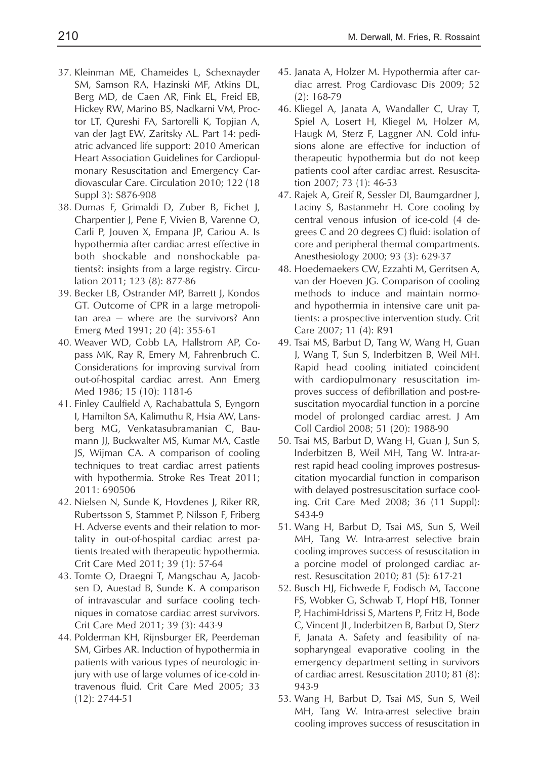37. Kleinman ME, Chameides L, Schexnayder SM, Samson RA, Hazinski MF, Atkins DL, Berg MD, de Caen AR, Fink EL, Freid EB, Hickey RW, Marino BS, Nadkarni VM, Proctor LT, Qureshi FA, Sartorelli K, Topjian A, van der Jagt EW, Zaritsky AL. Part 14: pediatric advanced life support: 2010 American Heart Association Guidelines for Cardiopulmonary Resuscitation and Emergency Cardiovascular Care. Circulation 2010; 122 (18 Suppl 3): S876-908
38. Dumas F, Grimaldi D, Zuber B, Fichet J, Charpentier J, Pene F, Vivien B, Varenne O, Carli P, Jouven X, Empana JP, Cariou A. Is hypothermia after cardiac arrest effective in both shockable and nonshockable patients?: insights from a large registry. Circulation 2011; 123 (8): 877-86
39. Becker LB, Ostrander MP, Barrett J, Kondos GT. Outcome of CPR in a large metropolitan area — where are the survivors? Ann Emerg Med 1991; 20 (4): 355-61
40. Weaver WD, Cobb LA, Hallstrom AP, Copass MK, Ray R, Emery M, Fahrenbruch C. Considerations for improving survival from out-of-hospital cardiac arrest. Ann Emerg Med 1986; 15 (10): 1181-6
41. Finley Caulfield A, Rachabattula S, Eyngorn I, Hamilton SA, Kalimuthu R, Hsia AW, Lansberg MG, Venkatasubramanian C, Baumann JJ, Buckwalter MS, Kumar MA, Castle JS, Wijman CA. A comparison of cooling techniques to treat cardiac arrest patients with hypothermia. Stroke Res Treat 2011; 2011: 690506
42. Nielsen N, Sunde K, Hovdenes J, Riker RR, Rubertsson S, Stammet P, Nilsson F, Friberg H. Adverse events and their relation to mortality in out-of-hospital cardiac arrest patients treated with therapeutic hypothermia. Crit Care Med 2011; 39 (1): 57-64
43. Tomte O, Draegni T, Mangschau A, Jacobsen D, Auestad B, Sunde K. A comparison of intravascular and surface cooling techniques in comatose cardiac arrest survivors. Crit Care Med 2011; 39 (3): 443-9
44. Polderman KH, Rijnsburger ER, Peerdeman SM, Girbes AR. Induction of hypothermia in patients with various types of neurologic injury with use of large volumes of ice-cold intravenous fluid. Crit Care Med 2005; 33 (12): 2744-51
45. Janata A, Holzer M. Hypothermia after cardiac arrest. Prog Cardiovasc Dis 2009; 52 (2): 168-79
46. Kliegel A, Janata A, Wandaller C, Uray T, Spiel A, Losert H, Kliegel M, Holzer M, Haugk M, Sterz F, Laggner AN. Cold infusions alone are effective for induction of therapeutic hypothermia but do not keep patients cool after cardiac arrest. Resuscitation 2007; 73 (1): 46-53
47. Rajek A, Greif R, Sessler DI, Baumgardner J, Laciny S, Bastanmehr H. Core cooling by central venous infusion of ice-cold (4 degrees C and 20 degrees C) fluid: isolation of core and peripheral thermal compartments. Anesthesiology 2000; 93 (3): 629-37
48. Hoedemaekers CW, Ezzahti M, Gerritsen A, van der Hoeven JG. Comparison of cooling methods to induce and maintain normo- and hypothermia in intensive care unit patients: a prospective intervention study. Crit Care 2007; 11 (4): R91
49. Tsai MS, Barbut D, Tang W, Wang H, Guan J, Wang T, Sun S, Inderbitzen B, Weil MH. Rapid head cooling initiated coincident with cardiopulmonary resuscitation improves success of defibrillation and post-resuscitation myocardial function in a porcine model of prolonged cardiac arrest. J Am Coll Cardiol 2008; 51 (20): 1988-90
50. Tsai MS, Barbut D, Wang H, Guan J, Sun S, Inderbitzen B, Weil MH, Tang W. Intra-arrest rapid head cooling improves postresuscitation myocardial function in comparison with delayed postresuscitation surface cooling. Crit Care Med 2008; 36 (11 Suppl): S434-9
51. Wang H, Barbut D, Tsai MS, Sun S, Weil MH, Tang W. Intra-arrest selective brain cooling improves success of resuscitation in a porcine model of prolonged cardiac arrest. Resuscitation 2010; 81 (5): 617-21
52. Busch HJ, Eichwede F, Fodisch M, Taccone FS, Wobker G, Schwab T, Hopf HB, Tonner P, Hachimi-Idrissi S, Martens P, Fritz H, Bode C, Vincent JL, Inderbitzen B, Barbut D, Sterz F, Janata A. Safety and feasibility of nasopharyngeal evaporative cooling in the emergency department setting in survivors of cardiac arrest. Resuscitation 2010; 81 (8): 943-9
53. Wang H, Barbut D, Tsai MS, Sun S, Weil MH, Tang W. Intra-arrest selective brain cooling improves success of resuscitation in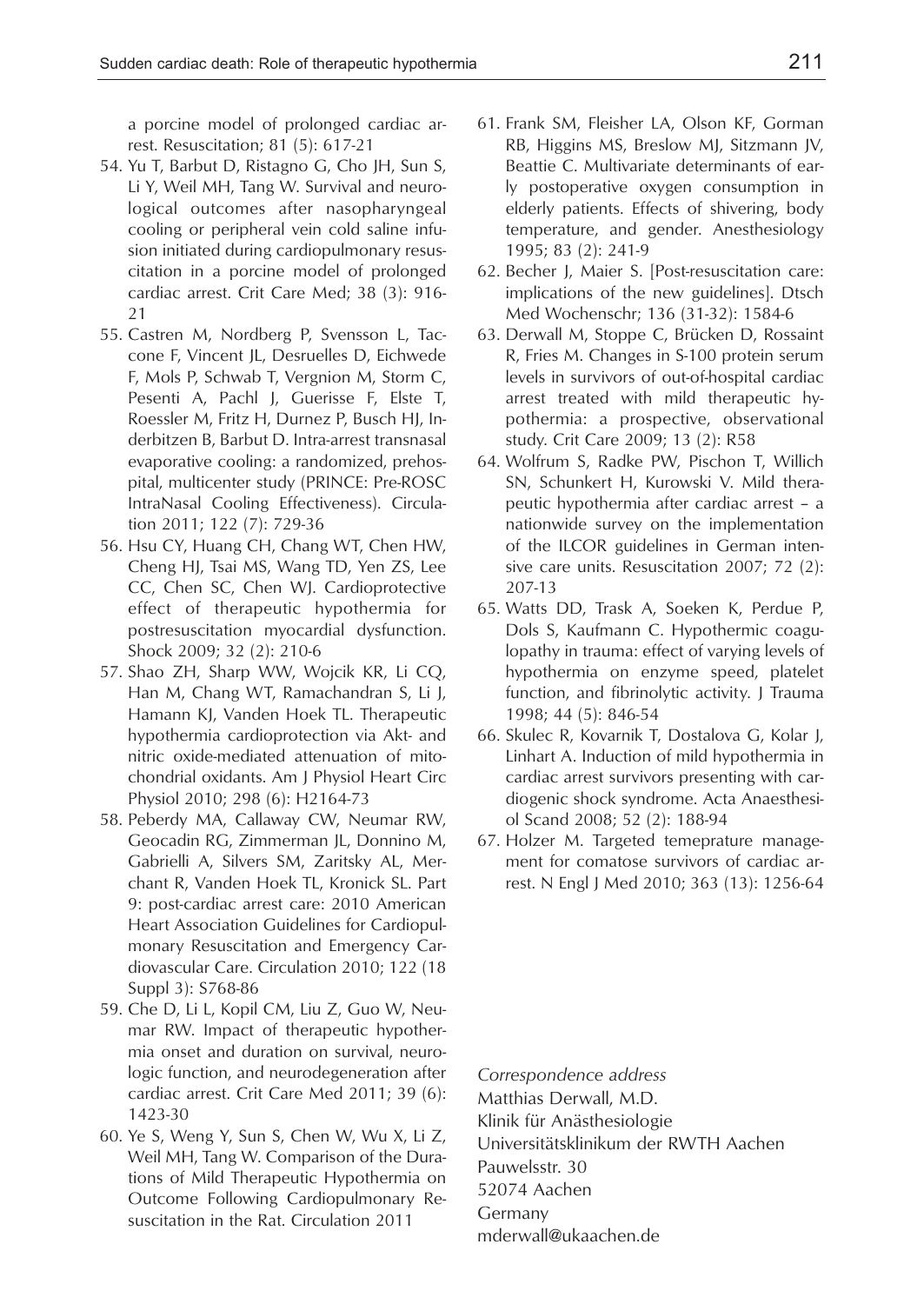a porcine model of prolonged cardiac arrest. Resuscitation; 81 (5): 617-21

54. Yu T, Barbut D, Ristagno G, Cho JH, Sun S, Li Y, Weil MH, Tang W. Survival and neurological outcomes after nasopharyngeal cooling or peripheral vein cold saline infusion initiated during cardiopulmonary resuscitation in a porcine model of prolonged cardiac arrest. Crit Care Med; 38 (3): 916-21
55. Castren M, Nordberg P, Svensson L, Taccone F, Vincent JL, Desruelles D, Eichwede F, Mols P, Schwab T, Vergnion M, Storm C, Pesenti A, Pachl J, Guerisse F, Elste T, Roessler M, Fritz H, Durnez P, Busch HJ, Inderbitzen B, Barbut D. Intra-arrest transnasal evaporative cooling: a randomized, prehospital, multicenter study (PRINCE: Pre-ROSC IntraNasal Cooling Effectiveness). Circulation 2011; 122 (7): 729-36
56. Hsu CY, Huang CH, Chang WT, Chen HW, Cheng HJ, Tsai MS, Wang TD, Yen ZS, Lee CC, Chen SC, Chen WJ. Cardioprotective effect of therapeutic hypothermia for postresuscitation myocardial dysfunction. Shock 2009; 32 (2): 210-6
57. Shao ZH, Sharp WW, Wojcik KR, Li CQ, Han M, Chang WT, Ramachandran S, Li J, Hamann KJ, Vanden Hoek TL. Therapeutic hypothermia cardioprotection via Akt- and nitric oxide-mediated attenuation of mitochondrial oxidants. Am J Physiol Heart Circ Physiol 2010; 298 (6): H2164-73
58. Peberdy MA, Callaway CW, Neumar RW, Geocadin RG, Zimmerman JL, Donnino M, Gabrielli A, Silvers SM, Zaritsky AL, Merchant R, Vanden Hoek TL, Kronick SL. Part 9: post-cardiac arrest care: 2010 American Heart Association Guidelines for Cardiopulmonary Resuscitation and Emergency Cardiovascular Care. Circulation 2010; 122 (18 Suppl 3): S768-86
59. Che D, Li L, Kopil CM, Liu Z, Guo W, Neumar RW. Impact of therapeutic hypothermia onset and duration on survival, neurologic function, and neurodegeneration after cardiac arrest. Crit Care Med 2011; 39 (6): 1423-30
60. Ye S, Weng Y, Sun S, Chen W, Wu X, Li Z, Weil MH, Tang W. Comparison of the Durations of Mild Therapeutic Hypothermia on Outcome Following Cardiopulmonary Resuscitation in the Rat. Circulation 2011
61. Frank SM, Fleisher LA, Olson KF, Gorman RB, Higgins MS, Breslow MJ, Sitzmann JV, Beattie C. Multivariate determinants of early postoperative oxygen consumption in elderly patients. Effects of shivering, body temperature, and gender. Anesthesiology 1995; 83 (2): 241-9
62. Becher J, Maier S. [Post-resuscitation care: implications of the new guidelines]. Dtsch Med Wochenschr; 136 (31-32): 1584-6
63. Derwall M, Stoppe C, Brücken D, Rossaint R, Fries M. Changes in S-100 protein serum levels in survivors of out-of-hospital cardiac arrest treated with mild therapeutic hypothermia: a prospective, observational study. Crit Care 2009; 13 (2): R58
64. Wolfrum S, Radke PW, Pischon T, Willich SN, Schunkert H, Kurowski V. Mild therapeutic hypothermia after cardiac arrest – a nationwide survey on the implementation of the ILCOR guidelines in German intensive care units. Resuscitation 2007; 72 (2): 207-13
65. Watts DD, Trask A, Soeken K, Perdue P, Dols S, Kaufmann C. Hypothermic coagulopathy in trauma: effect of varying levels of hypothermia on enzyme speed, platelet function, and fibrinolytic activity. J Trauma 1998; 44 (5): 846-54
66. Skulec R, Kovarnik T, Dostalova G, Kolar J, Linhart A. Induction of mild hypothermia in cardiac arrest survivors presenting with cardiogenic shock syndrome. Acta Anaesthesiol Scand 2008; 52 (2): 188-94
67. Holzer M. Targeted temeprature management for comatose survivors of cardiac arrest. N Engl J Med 2010; 363 (13): 1256-64

*Correspondence address*
Matthias Derwall, M.D.
Klinik für Anästhesiologie
Universitätsklinikum der RWTH Aachen
Pauwelsstr. 30
52074 Aachen
Germany
mderwall@ukaachen.de